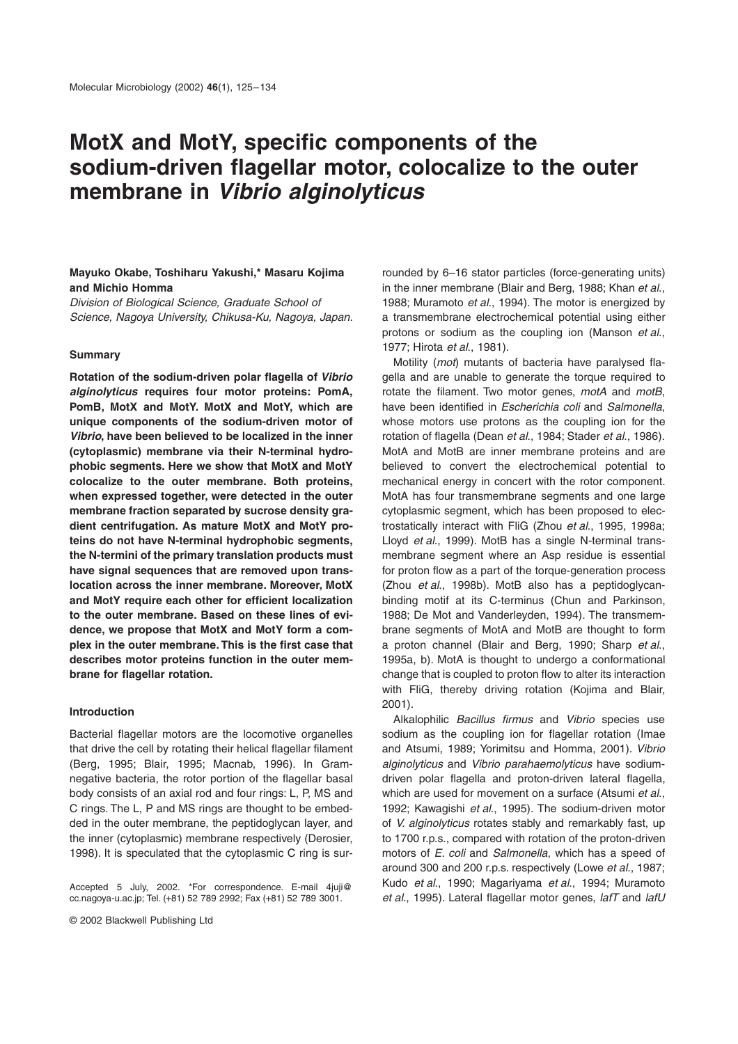# MotX and MotY, specific components of the sodium-driven flagellar motor, colocalize to the outer membrane in *Vibrio alginolyticus*

**Mayuko Okabe, Toshiharu Yakushi,\* Masaru Kojima and Michio Homma**

*Division of Biological Science, Graduate School of Science, Nagoya University, Chikusa-Ku, Nagoya, Japan.*

## Summary

**Rotation of the sodium-driven polar flagella of *Vibrio alginolyticus* requires four motor proteins: PomA, PomB, MotX and MotY. MotX and MotY, which are unique components of the sodium-driven motor of *Vibrio*, have been believed to be localized in the inner (cytoplasmic) membrane via their N-terminal hydrophobic segments. Here we show that MotX and MotY colocalize to the outer membrane. Both proteins, when expressed together, were detected in the outer membrane fraction separated by sucrose density gradient centrifugation. As mature MotX and MotY proteins do not have N-terminal hydrophobic segments, the N-termini of the primary translation products must have signal sequences that are removed upon translocation across the inner membrane. Moreover, MotX and MotY require each other for efficient localization to the outer membrane. Based on these lines of evidence, we propose that MotX and MotY form a complex in the outer membrane. This is the first case that describes motor proteins function in the outer membrane for flagellar rotation.**

## Introduction

Bacterial flagellar motors are the locomotive organelles that drive the cell by rotating their helical flagellar filament (Berg, 1995; Blair, 1995; Macnab, 1996). In Gram-negative bacteria, the rotor portion of the flagellar basal body consists of an axial rod and four rings: L, P, MS and C rings. The L, P and MS rings are thought to be embedded in the outer membrane, the peptidoglycan layer, and the inner (cytoplasmic) membrane respectively (Derosier, 1998). It is speculated that the cytoplasmic C ring is surrounded by 6–16 stator particles (force-generating units) in the inner membrane (Blair and Berg, 1988; Khan *et al*., 1988; Muramoto *et al*., 1994). The motor is energized by a transmembrane electrochemical potential using either protons or sodium as the coupling ion (Manson *et al*., 1977; Hirota *et al*., 1981).

Motility (*mot*) mutants of bacteria have paralysed flagella and are unable to generate the torque required to rotate the filament. Two motor genes, *motA* and *motB*, have been identified in *Escherichia coli* and *Salmonella*, whose motors use protons as the coupling ion for the rotation of flagella (Dean *et al*., 1984; Stader *et al*., 1986). MotA and MotB are inner membrane proteins and are believed to convert the electrochemical potential to mechanical energy in concert with the rotor component. MotA has four transmembrane segments and one large cytoplasmic segment, which has been proposed to electrostatically interact with FliG (Zhou *et al*., 1995, 1998a; Lloyd *et al*., 1999). MotB has a single N-terminal transmembrane segment where an Asp residue is essential for proton flow as a part of the torque-generation process (Zhou *et al*., 1998b). MotB also has a peptidoglycan-binding motif at its C-terminus (Chun and Parkinson, 1988; De Mot and Vanderleyden, 1994). The transmembrane segments of MotA and MotB are thought to form a proton channel (Blair and Berg, 1990; Sharp *et al*., 1995a, b). MotA is thought to undergo a conformational change that is coupled to proton flow to alter its interaction with FliG, thereby driving rotation (Kojima and Blair, 2001).

Alkalophilic *Bacillus firmus* and *Vibrio* species use sodium as the coupling ion for flagellar rotation (Imae and Atsumi, 1989; Yorimitsu and Homma, 2001). *Vibrio alginolyticus* and *Vibrio parahaemolyticus* have sodium-driven polar flagella and proton-driven lateral flagella, which are used for movement on a surface (Atsumi *et al*., 1992; Kawagishi *et al*., 1995). The sodium-driven motor of *V. alginolyticus* rotates stably and remarkably fast, up to 1700 r.p.s., compared with rotation of the proton-driven motors of *E. coli* and *Salmonella*, which has a speed of around 300 and 200 r.p.s. respectively (Lowe *et al*., 1987; Kudo *et al*., 1990; Magariyama *et al*., 1994; Muramoto *et al*., 1995). Lateral flagellar motor genes, *lafT* and *lafU*

Accepted 5 July, 2002. \*For correspondence. E-mail 4juji@cc.nagoya-u.ac.jp; Tel. (+81) 52 789 2992; Fax (+81) 52 789 3001.

© 2002 Blackwell Publishing Ltd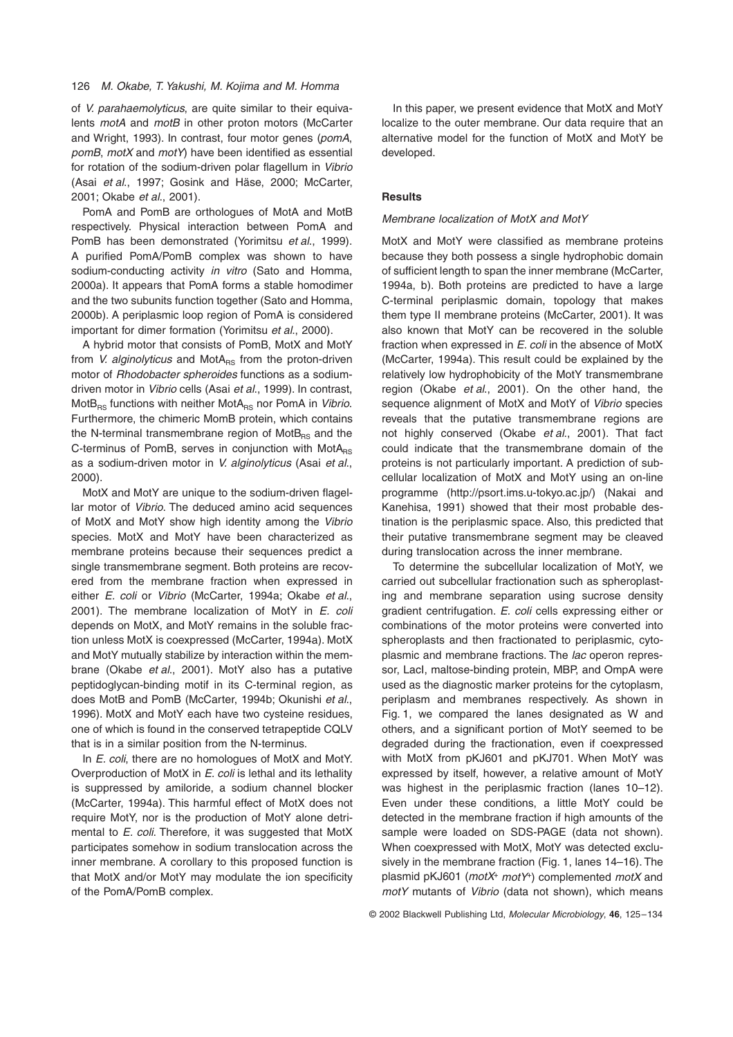of *V. parahaemolyticus*, are quite similar to their equivalents *motA* and *motB* in other proton motors (McCarter and Wright, 1993). In contrast, four motor genes (*pomA*, *pomB*, *motX* and *motY*) have been identified as essential for rotation of the sodium-driven polar flagellum in *Vibrio* (Asai *et al.*, 1997; Gosink and Häse, 2000; McCarter, 2001; Okabe *et al.*, 2001).

PomA and PomB are orthologues of MotA and MotB respectively. Physical interaction between PomA and PomB has been demonstrated (Yorimitsu *et al.*, 1999). A purified PomA/PomB complex was shown to have sodium-conducting activity *in vitro* (Sato and Homma, 2000a). It appears that PomA forms a stable homodimer and the two subunits function together (Sato and Homma, 2000b). A periplasmic loop region of PomA is considered important for dimer formation (Yorimitsu *et al.*, 2000).

A hybrid motor that consists of PomB, MotX and MotY from *V. alginolyticus* and $MotA_{RS}$ from the proton-driven motor of *Rhodobacter spheroides* functions as a sodium-driven motor in *Vibrio* cells (Asai *et al.*, 1999). In contrast, $MotB_{RS}$ functions with neither $MotA_{RS}$ nor PomA in *Vibrio*. Furthermore, the chimeric MomB protein, which contains the N-terminal transmembrane region of $MotB_{RS}$ and the C-terminus of PomB, serves in conjunction with $MotA_{RS}$ as a sodium-driven motor in *V. alginolyticus* (Asai *et al.*, 2000).

MotX and MotY are unique to the sodium-driven flagellar motor of *Vibrio*. The deduced amino acid sequences of MotX and MotY show high identity among the *Vibrio* species. MotX and MotY have been characterized as membrane proteins because their sequences predict a single transmembrane segment. Both proteins are recovered from the membrane fraction when expressed in either *E. coli* or *Vibrio* (McCarter, 1994a; Okabe *et al.*, 2001). The membrane localization of MotY in *E. coli* depends on MotX, and MotY remains in the soluble fraction unless MotX is coexpressed (McCarter, 1994a). MotX and MotY mutually stabilize by interaction within the membrane (Okabe *et al.*, 2001). MotY also has a putative peptidoglycan-binding motif in its C-terminal region, as does MotB and PomB (McCarter, 1994b; Okunishi *et al.*, 1996). MotX and MotY each have two cysteine residues, one of which is found in the conserved tetrapeptide CQLV that is in a similar position from the N-terminus.

In *E. coli*, there are no homologues of MotX and MotY. Overproduction of MotX in *E. coli* is lethal and its lethality is suppressed by amiloride, a sodium channel blocker (McCarter, 1994a). This harmful effect of MotX does not require MotY, nor is the production of MotY alone detrimental to *E. coli*. Therefore, it was suggested that MotX participates somehow in sodium translocation across the inner membrane. A corollary to this proposed function is that MotX and/or MotY may modulate the ion specificity of the PomA/PomB complex.

In this paper, we present evidence that MotX and MotY localize to the outer membrane. Our data require that an alternative model for the function of MotX and MotY be developed.

## Results

### *Membrane localization of MotX and MotY*

MotX and MotY were classified as membrane proteins because they both possess a single hydrophobic domain of sufficient length to span the inner membrane (McCarter, 1994a, b). Both proteins are predicted to have a large C-terminal periplasmic domain, topology that makes them type II membrane proteins (McCarter, 2001). It was also known that MotY can be recovered in the soluble fraction when expressed in *E. coli* in the absence of MotX (McCarter, 1994a). This result could be explained by the relatively low hydrophobicity of the MotY transmembrane region (Okabe *et al.*, 2001). On the other hand, the sequence alignment of MotX and MotY of *Vibrio* species reveals that the putative transmembrane regions are not highly conserved (Okabe *et al.*, 2001). That fact could indicate that the transmembrane domain of the proteins is not particularly important. A prediction of subcellular localization of MotX and MotY using an on-line programme (http://psort.ims.u-tokyo.ac.jp/) (Nakai and Kanehisa, 1991) showed that their most probable destination is the periplasmic space. Also, this predicted that their putative transmembrane segment may be cleaved during translocation across the inner membrane.

To determine the subcellular localization of MotY, we carried out subcellular fractionation such as spheroplasting and membrane separation using sucrose density gradient centrifugation. *E. coli* cells expressing either or combinations of the motor proteins were converted into spheroplasts and then fractionated to periplasmic, cytoplasmic and membrane fractions. The *lac* operon repressor, LacI, maltose-binding protein, MBP, and OmpA were used as the diagnostic marker proteins for the cytoplasm, periplasm and membranes respectively. As shown in Fig. 1, we compared the lanes designated as W and others, and a significant portion of MotY seemed to be degraded during the fractionation, even if coexpressed with MotX from pKJ601 and pKJ701. When MotY was expressed by itself, however, a relative amount of MotY was highest in the periplasmic fraction (lanes 10–12). Even under these conditions, a little MotY could be detected in the membrane fraction if high amounts of the sample were loaded on SDS-PAGE (data not shown). When coexpressed with MotX, MotY was detected exclusively in the membrane fraction (Fig. 1, lanes 14–16). The plasmid pKJ601 ($motX^{+}$ $motY^{+}$) complemented *motX* and *motY* mutants of *Vibrio* (data not shown), which means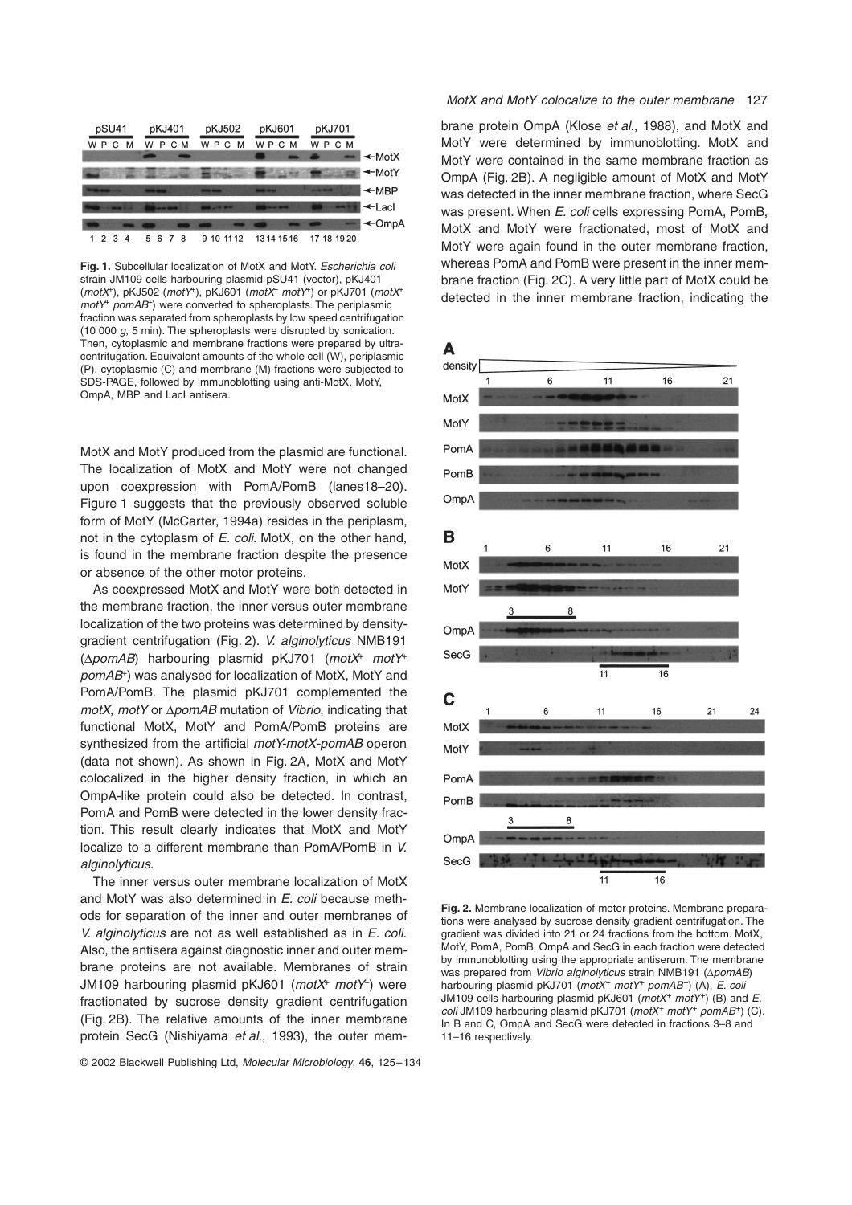**Fig. 1.** Subcellular localization of MotX and MotY. *Escherichia coli* strain JM109 cells harbouring plasmid pSU41 (vector), pKJ401 (*motX*+), pKJ502 (*motY*+), pKJ601 (*motX*+ *motY*+) or pKJ701 (*motX*+ *motY*+ *pomAB*+) were converted to spheroplasts. The periplasmic fraction was separated from spheroplasts by low speed centrifugation (10 000 *g*, 5 min). The spheroplasts were disrupted by sonication. Then, cytoplasmic and membrane fractions were prepared by ultracentrifugation. Equivalent amounts of the whole cell (W), periplasmic (P), cytoplasmic (C) and membrane (M) fractions were subjected to SDS-PAGE, followed by immunoblotting using anti-MotX, MotY, OmpA, MBP and LacI antisera.

MotX and MotY produced from the plasmid are functional. The localization of MotX and MotY were not changed upon coexpression with PomA/PomB (lanes18–20). Figure 1 suggests that the previously observed soluble form of MotY (McCarter, 1994a) resides in the periplasm, not in the cytoplasm of *E. coli*. MotX, on the other hand, is found in the membrane fraction despite the presence or absence of the other motor proteins.

As coexpressed MotX and MotY were both detected in the membrane fraction, the inner versus outer membrane localization of the two proteins was determined by density-gradient centrifugation (Fig. 2). *V. alginolyticus* NMB191 (Δ*pomAB*) harbouring plasmid pKJ701 (*motX*+ *motY*+ *pomAB*+) was analysed for localization of MotX, MotY and PomA/PomB. The plasmid pKJ701 complemented the *motX*, *motY* or Δ*pomAB* mutation of *Vibrio*, indicating that functional MotX, MotY and PomA/PomB proteins are synthesized from the artificial *motY-motX-pomAB* operon (data not shown). As shown in Fig. 2A, MotX and MotY colocalized in the higher density fraction, in which an OmpA-like protein could also be detected. In contrast, PomA and PomB were detected in the lower density fraction. This result clearly indicates that MotX and MotY localize to a different membrane than PomA/PomB in *V. alginolyticus*.

The inner versus outer membrane localization of MotX and MotY was also determined in *E. coli* because methods for separation of the inner and outer membranes of *V. alginolyticus* are not as well established as in *E. coli*. Also, the antisera against diagnostic inner and outer membrane proteins are not available. Membranes of strain JM109 harbouring plasmid pKJ601 (*motX*+ *motY*+) were fractionated by sucrose density gradient centrifugation (Fig. 2B). The relative amounts of the inner membrane protein SecG (Nishiyama *et al*., 1993), the outer membrane protein OmpA (Klose *et al*., 1988), and MotX and MotY were determined by immunoblotting. MotX and MotY were contained in the same membrane fraction as OmpA (Fig. 2B). A negligible amount of MotX and MotY was detected in the inner membrane fraction, where SecG was present. When *E. coli* cells expressing PomA, PomB, MotX and MotY were fractionated, most of MotX and MotY were again found in the outer membrane fraction, whereas PomA and PomB were present in the inner membrane fraction (Fig. 2C). A very little part of MotX could be detected in the inner membrane fraction, indicating the

**Fig. 2.** Membrane localization of motor proteins. Membrane preparations were analysed by sucrose density gradient centrifugation. The gradient was divided into 21 or 24 fractions from the bottom. MotX, MotY, PomA, PomB, OmpA and SecG in each fraction were detected by immunoblotting using the appropriate antiserum. The membrane was prepared from *Vibrio alginolyticus* strain NMB191 (Δ*pomAB*) harbouring plasmid pKJ701 (*motX*+ *motY*+ *pomAB*+) (A), *E. coli* JM109 cells harbouring plasmid pKJ601 (*motX*+ *motY*+) (B) and *E. coli* JM109 harbouring plasmid pKJ701 (*motX*+ *motY*+ *pomAB*+) (C). In B and C, OmpA and SecG were detected in fractions 3–8 and 11–16 respectively.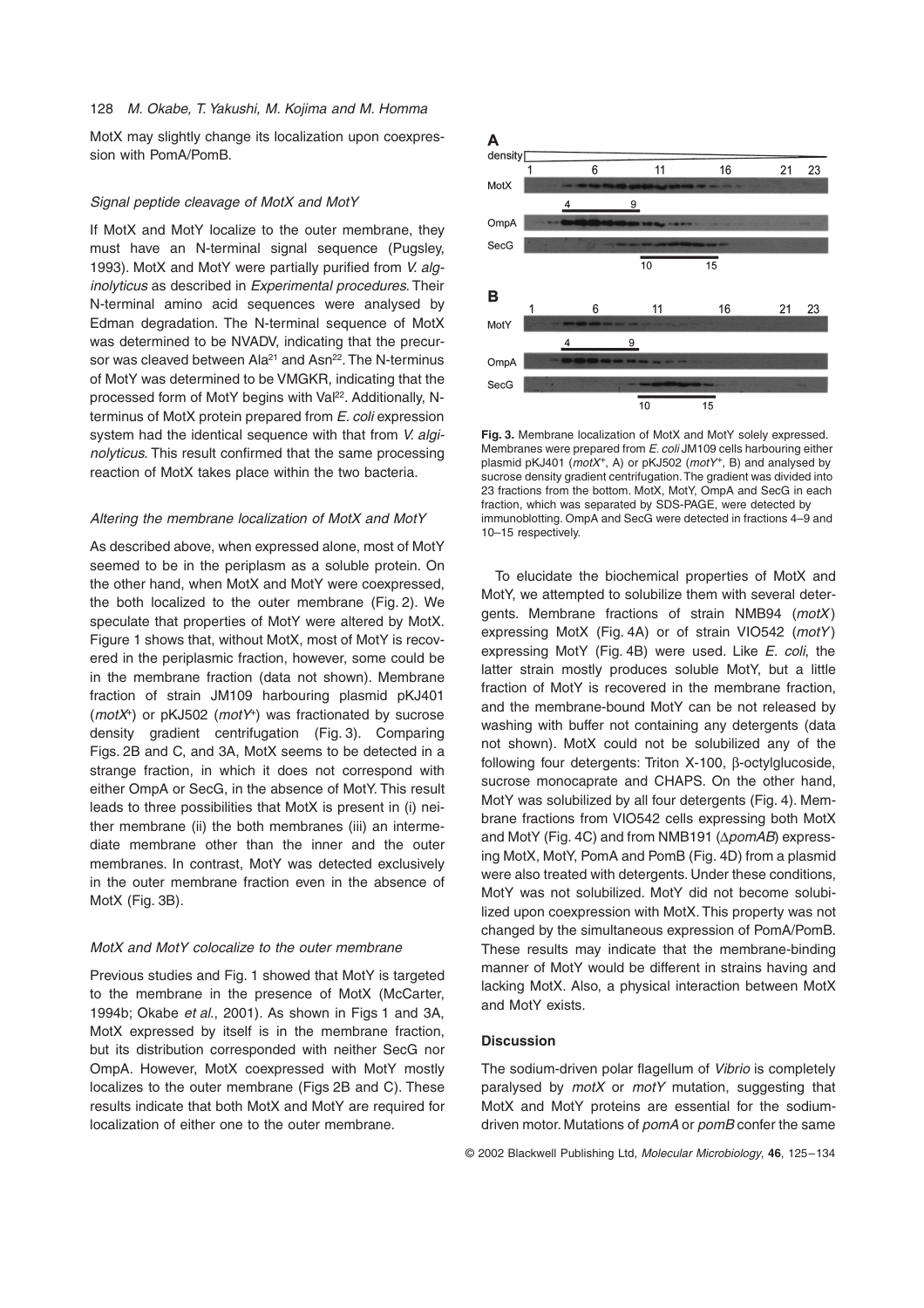MotX may slightly change its localization upon coexpression with PomA/PomB.

### Signal peptide cleavage of MotX and MotY

If MotX and MotY localize to the outer membrane, they must have an N-terminal signal sequence (Pugsley, 1993). MotX and MotY were partially purified from *V. alginolyticus* as described in *Experimental procedures*. Their N-terminal amino acid sequences were analysed by Edman degradation. The N-terminal sequence of MotX was determined to be NVADV, indicating that the precursor was cleaved between $Ala^{21}$ and $Asn^{22}$. The N-terminus of MotY was determined to be VMGKR, indicating that the processed form of MotY begins with $Val^{22}$. Additionally, N-terminus of MotX protein prepared from *E. coli* expression system had the identical sequence with that from *V. alginolyticus*. This result confirmed that the same processing reaction of MotX takes place within the two bacteria.

### Altering the membrane localization of MotX and MotY

As described above, when expressed alone, most of MotY seemed to be in the periplasm as a soluble protein. On the other hand, when MotX and MotY were coexpressed, the both localized to the outer membrane (Fig. 2). We speculate that properties of MotY were altered by MotX. Figure 1 shows that, without MotX, most of MotY is recovered in the periplasmic fraction, however, some could be in the membrane fraction (data not shown). Membrane fraction of strain JM109 harbouring plasmid pKJ401 ($motX^{+}$) or pKJ502 ($motY^{+}$) was fractionated by sucrose density gradient centrifugation (Fig. 3). Comparing Figs. 2B and C, and 3A, MotX seems to be detected in a strange fraction, in which it does not correspond with either OmpA or SecG, in the absence of MotY. This result leads to three possibilities that MotX is present in (i) neither membrane (ii) the both membranes (iii) an intermediate membrane other than the inner and the outer membranes. In contrast, MotY was detected exclusively in the outer membrane fraction even in the absence of MotX (Fig. 3B).

### MotX and MotY colocalize to the outer membrane

Previous studies and Fig. 1 showed that MotY is targeted to the membrane in the presence of MotX (McCarter, 1994b; Okabe *et al*., 2001). As shown in Figs 1 and 3A, MotX expressed by itself is in the membrane fraction, but its distribution corresponded with neither SecG nor OmpA. However, MotX coexpressed with MotY mostly localizes to the outer membrane (Figs 2B and C). These results indicate that both MotX and MotY are required for localization of either one to the outer membrane.

**Fig. 3.** Membrane localization of MotX and MotY solely expressed. Membranes were prepared from *E. coli* JM109 cells harbouring either plasmid pKJ401 ($motX^{+}$, A) or pKJ502 ($motY^{+}$, B) and analysed by sucrose density gradient centrifugation. The gradient was divided into 23 fractions from the bottom. MotX, MotY, OmpA and SecG in each fraction, which was separated by SDS-PAGE, were detected by immunoblotting. OmpA and SecG were detected in fractions 4–9 and 10–15 respectively.

To elucidate the biochemical properties of MotX and MotY, we attempted to solubilize them with several detergents. Membrane fractions of strain NMB94 (*motX*) expressing MotX (Fig. 4A) or of strain VIO542 (*motY*) expressing MotY (Fig. 4B) were used. Like *E. coli*, the latter strain mostly produces soluble MotY, but a little fraction of MotY is recovered in the membrane fraction, and the membrane-bound MotY can be not released by washing with buffer not containing any detergents (data not shown). MotX could not be solubilized any of the following four detergents: Triton X-100, β-octylglucoside, sucrose monocaprate and CHAPS. On the other hand, MotY was solubilized by all four detergents (Fig. 4). Membrane fractions from VIO542 cells expressing both MotX and MotY (Fig. 4C) and from NMB191 (Δ*pomAB*) expressing MotX, MotY, PomA and PomB (Fig. 4D) from a plasmid were also treated with detergents. Under these conditions, MotY was not solubilized. MotY did not become solubilized upon coexpression with MotX. This property was not changed by the simultaneous expression of PomA/PomB. These results may indicate that the membrane-binding manner of MotY would be different in strains having and lacking MotX. Also, a physical interaction between MotX and MotY exists.

## Discussion

The sodium-driven polar flagellum of *Vibrio* is completely paralysed by *motX* or *motY* mutation, suggesting that MotX and MotY proteins are essential for the sodium-driven motor. Mutations of *pomA* or *pomB* confer the same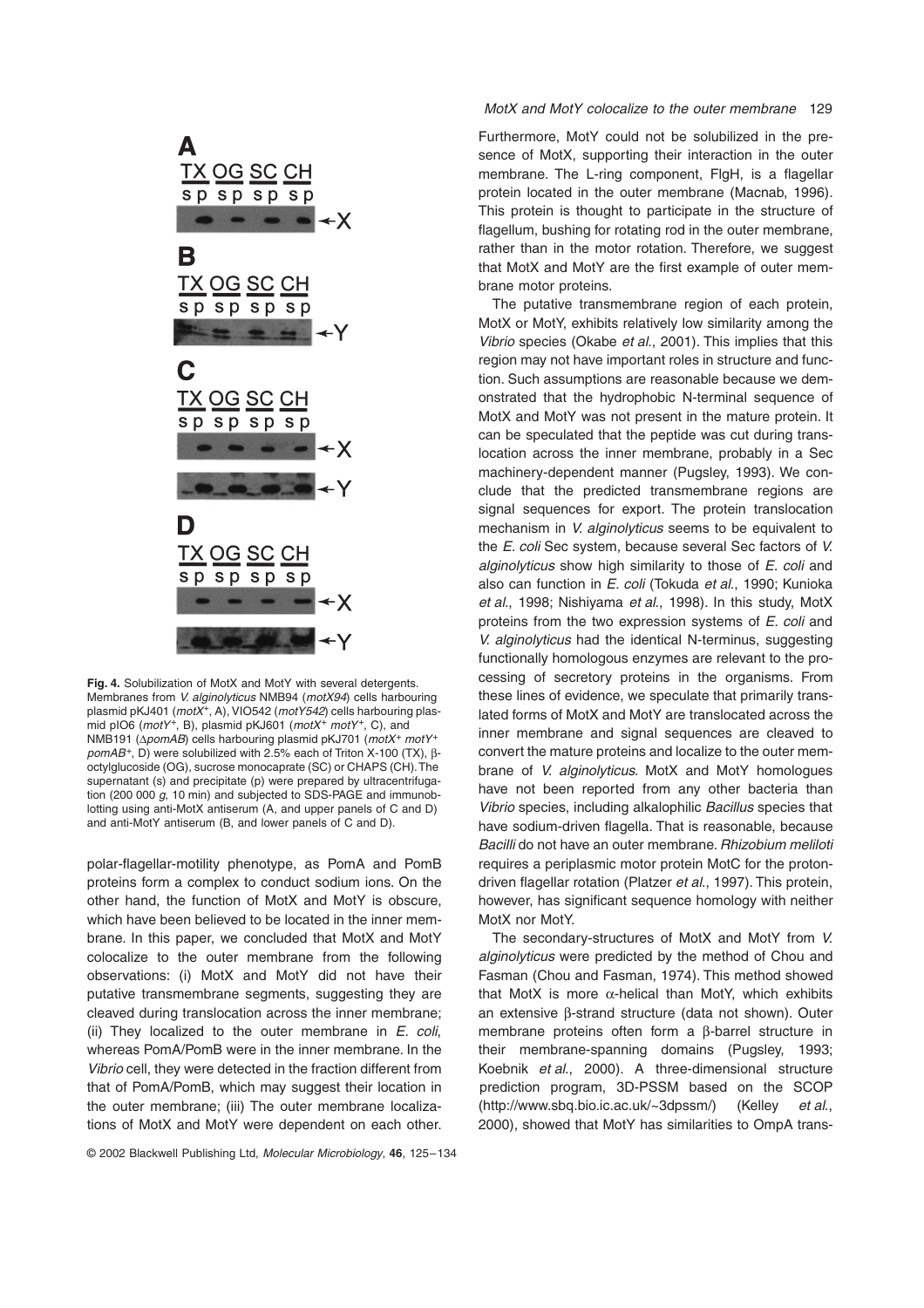A
TX OG SC CH
s p s p s p s p
←X

B
TX OG SC CH
s p s p s p s p
←Y

C
TX OG SC CH
s p s p s p s p
←X
←Y

D
TX OG SC CH
s p s p s p s p
←X
←Y

**Fig. 4.** Solubilization of MotX and MotY with several detergents. Membranes from *V. alginolyticus* NMB94 (*motX94*) cells harbouring plasmid pKJ401 (*motX*$^+$, A), VIO542 (*motY542*) cells harbouring plasmid pIO6 (*motY*$^+$, B), plasmid pKJ601 (*motX*$^+$ *motY*$^+$, C), and NMB191 (Δ*pomAB*) cells harbouring plasmid pKJ701 (*motX*$^+$ *motY*$^+$ *pomAB*$^+$, D) were solubilized with 2.5% each of Triton X-100 (TX), β-octylglucoside (OG), sucrose monocaprate (SC) or CHAPS (CH). The supernatant (s) and precipitate (p) were prepared by ultracentrifugation (200 000 *g*, 10 min) and subjected to SDS-PAGE and immunoblotting using anti-MotX antiserum (A, and upper panels of C and D) and anti-MotY antiserum (B, and lower panels of C and D).

polar-flagellar-motility phenotype, as PomA and PomB proteins form a complex to conduct sodium ions. On the other hand, the function of MotX and MotY is obscure, which have been believed to be located in the inner membrane. In this paper, we concluded that MotX and MotY colocalize to the outer membrane from the following observations: (i) MotX and MotY did not have their putative transmembrane segments, suggesting they are cleaved during translocation across the inner membrane; (ii) They localized to the outer membrane in *E. coli*, whereas PomA/PomB were in the inner membrane. In the *Vibrio* cell, they were detected in the fraction different from that of PomA/PomB, which may suggest their location in the outer membrane; (iii) The outer membrane localizations of MotX and MotY were dependent on each other. Furthermore, MotY could not be solubilized in the presence of MotX, supporting their interaction in the outer membrane. The L-ring component, FlgH, is a flagellar protein located in the outer membrane (Macnab, 1996). This protein is thought to participate in the structure of flagellum, bushing for rotating rod in the outer membrane, rather than in the motor rotation. Therefore, we suggest that MotX and MotY are the first example of outer membrane motor proteins.

The putative transmembrane region of each protein, MotX or MotY, exhibits relatively low similarity among the *Vibrio* species (Okabe *et al.*, 2001). This implies that this region may not have important roles in structure and function. Such assumptions are reasonable because we demonstrated that the hydrophobic N-terminal sequence of MotX and MotY was not present in the mature protein. It can be speculated that the peptide was cut during translocation across the inner membrane, probably in a Sec machinery-dependent manner (Pugsley, 1993). We conclude that the predicted transmembrane regions are signal sequences for export. The protein translocation mechanism in *V. alginolyticus* seems to be equivalent to the *E. coli* Sec system, because several Sec factors of *V. alginolyticus* show high similarity to those of *E. coli* and also can function in *E. coli* (Tokuda *et al.*, 1990; Kunioka *et al.*, 1998; Nishiyama *et al.*, 1998). In this study, MotX proteins from the two expression systems of *E. coli* and *V. alginolyticus* had the identical N-terminus, suggesting functionally homologous enzymes are relevant to the processing of secretory proteins in the organisms. From these lines of evidence, we speculate that primarily translated forms of MotX and MotY are translocated across the inner membrane and signal sequences are cleaved to convert the mature proteins and localize to the outer membrane of *V. alginolyticus*. MotX and MotY homologues have not been reported from any other bacteria than *Vibrio* species, including alkalophilic *Bacillus* species that have sodium-driven flagella. That is reasonable, because *Bacilli* do not have an outer membrane. *Rhizobium meliloti* requires a periplasmic motor protein MotC for the proton-driven flagellar rotation (Platzer *et al.*, 1997). This protein, however, has significant sequence homology with neither MotX nor MotY.

The secondary-structures of MotX and MotY from *V. alginolyticus* were predicted by the method of Chou and Fasman (Chou and Fasman, 1974). This method showed that MotX is more α-helical than MotY, which exhibits an extensive β-strand structure (data not shown). Outer membrane proteins often form a β-barrel structure in their membrane-spanning domains (Pugsley, 1993; Koebnik *et al.*, 2000). A three-dimensional structure prediction program, 3D-PSSM based on the SCOP (http://www.sbg.bio.ic.ac.uk/~3dpssm/) (Kelley *et al.*, 2000), showed that MotY has similarities to OmpA trans-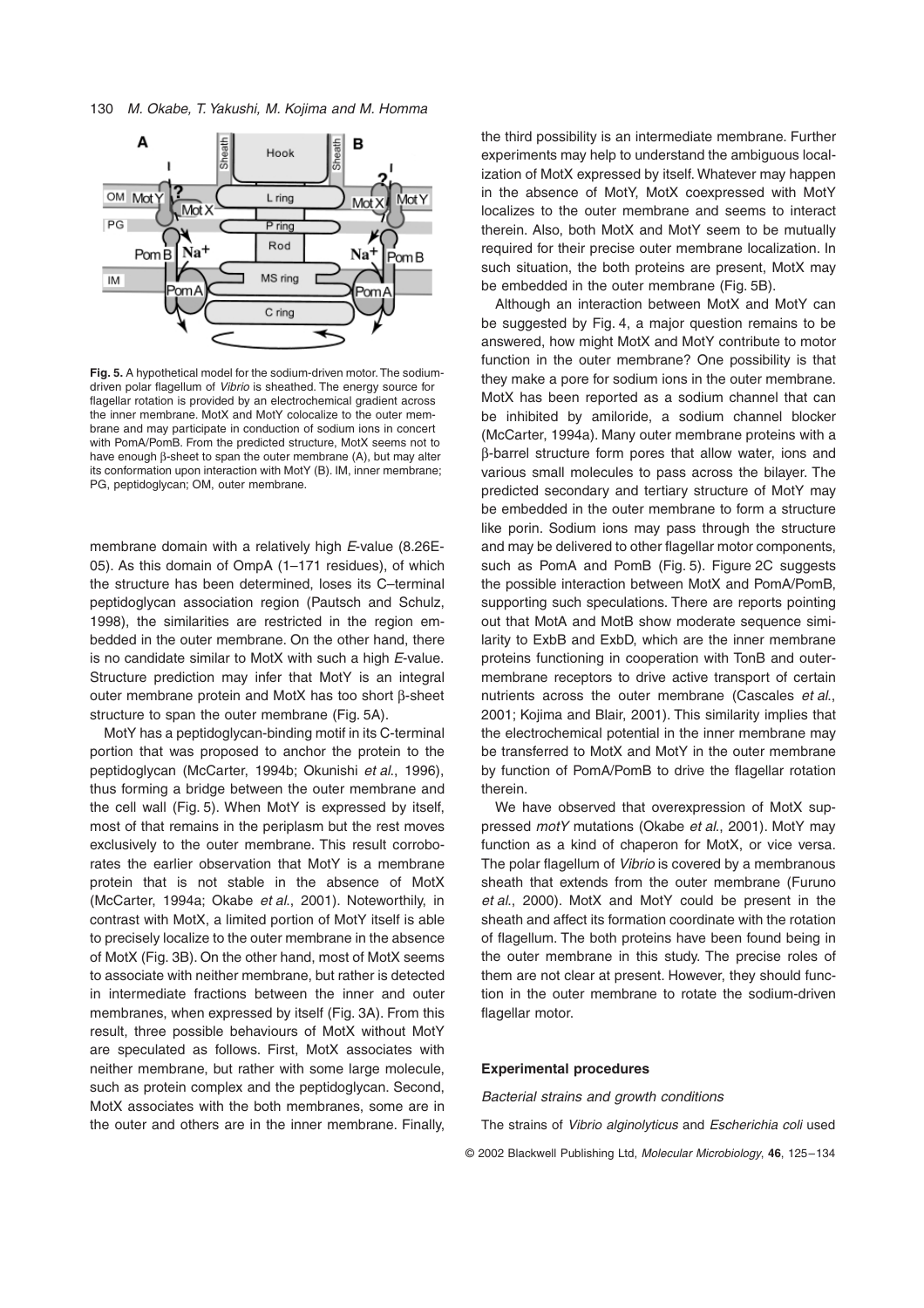**Fig. 5.** A hypothetical model for the sodium-driven motor. The sodium-driven polar flagellum of *Vibrio* is sheathed. The energy source for flagellar rotation is provided by an electrochemical gradient across the inner membrane. MotX and MotY colocalize to the outer membrane and may participate in conduction of sodium ions in concert with PomA/PomB. From the predicted structure, MotX seems not to have enough β-sheet to span the outer membrane (A), but may alter its conformation upon interaction with MotY (B). IM, inner membrane; PG, peptidoglycan; OM, outer membrane.

membrane domain with a relatively high *E*-value (8.26E-05). As this domain of OmpA (1–171 residues), of which the structure has been determined, loses its C–terminal peptidoglycan association region (Pautsch and Schulz, 1998), the similarities are restricted in the region embedded in the outer membrane. On the other hand, there is no candidate similar to MotX with such a high *E*-value. Structure prediction may infer that MotY is an integral outer membrane protein and MotX has too short β-sheet structure to span the outer membrane (Fig. 5A).

MotY has a peptidoglycan-binding motif in its C-terminal portion that was proposed to anchor the protein to the peptidoglycan (McCarter, 1994b; Okunishi *et al*., 1996), thus forming a bridge between the outer membrane and the cell wall (Fig. 5). When MotY is expressed by itself, most of that remains in the periplasm but the rest moves exclusively to the outer membrane. This result corroborates the earlier observation that MotY is a membrane protein that is not stable in the absence of MotX (McCarter, 1994a; Okabe *et al*., 2001). Noteworthily, in contrast with MotX, a limited portion of MotY itself is able to precisely localize to the outer membrane in the absence of MotX (Fig. 3B). On the other hand, most of MotX seems to associate with neither membrane, but rather is detected in intermediate fractions between the inner and outer membranes, when expressed by itself (Fig. 3A). From this result, three possible behaviours of MotX without MotY are speculated as follows. First, MotX associates with neither membrane, but rather with some large molecule, such as protein complex and the peptidoglycan. Second, MotX associates with the both membranes, some are in the outer and others are in the inner membrane. Finally, the third possibility is an intermediate membrane. Further experiments may help to understand the ambiguous localization of MotX expressed by itself. Whatever may happen in the absence of MotY, MotX coexpressed with MotY localizes to the outer membrane and seems to interact therein. Also, both MotX and MotY seem to be mutually required for their precise outer membrane localization. In such situation, the both proteins are present, MotX may be embedded in the outer membrane (Fig. 5B).

Although an interaction between MotX and MotY can be suggested by Fig. 4, a major question remains to be answered, how might MotX and MotY contribute to motor function in the outer membrane? One possibility is that they make a pore for sodium ions in the outer membrane. MotX has been reported as a sodium channel that can be inhibited by amiloride, a sodium channel blocker (McCarter, 1994a). Many outer membrane proteins with a β-barrel structure form pores that allow water, ions and various small molecules to pass across the bilayer. The predicted secondary and tertiary structure of MotY may be embedded in the outer membrane to form a structure like porin. Sodium ions may pass through the structure and may be delivered to other flagellar motor components, such as PomA and PomB (Fig. 5). Figure 2C suggests the possible interaction between MotX and PomA/PomB, supporting such speculations. There are reports pointing out that MotA and MotB show moderate sequence similarity to ExbB and ExbD, which are the inner membrane proteins functioning in cooperation with TonB and outer-membrane receptors to drive active transport of certain nutrients across the outer membrane (Cascales *et al*., 2001; Kojima and Blair, 2001). This similarity implies that the electrochemical potential in the inner membrane may be transferred to MotX and MotY in the outer membrane by function of PomA/PomB to drive the flagellar rotation therein.

We have observed that overexpression of MotX suppressed *motY* mutations (Okabe *et al*., 2001). MotY may function as a kind of chaperon for MotX, or vice versa. The polar flagellum of *Vibrio* is covered by a membranous sheath that extends from the outer membrane (Furuno *et al*., 2000). MotX and MotY could be present in the sheath and affect its formation coordinate with the rotation of flagellum. The both proteins have been found being in the outer membrane in this study. The precise roles of them are not clear at present. However, they should function in the outer membrane to rotate the sodium-driven flagellar motor.

## Experimental procedures

### *Bacterial strains and growth conditions*

The strains of *Vibrio alginolyticus* and *Escherichia coli* used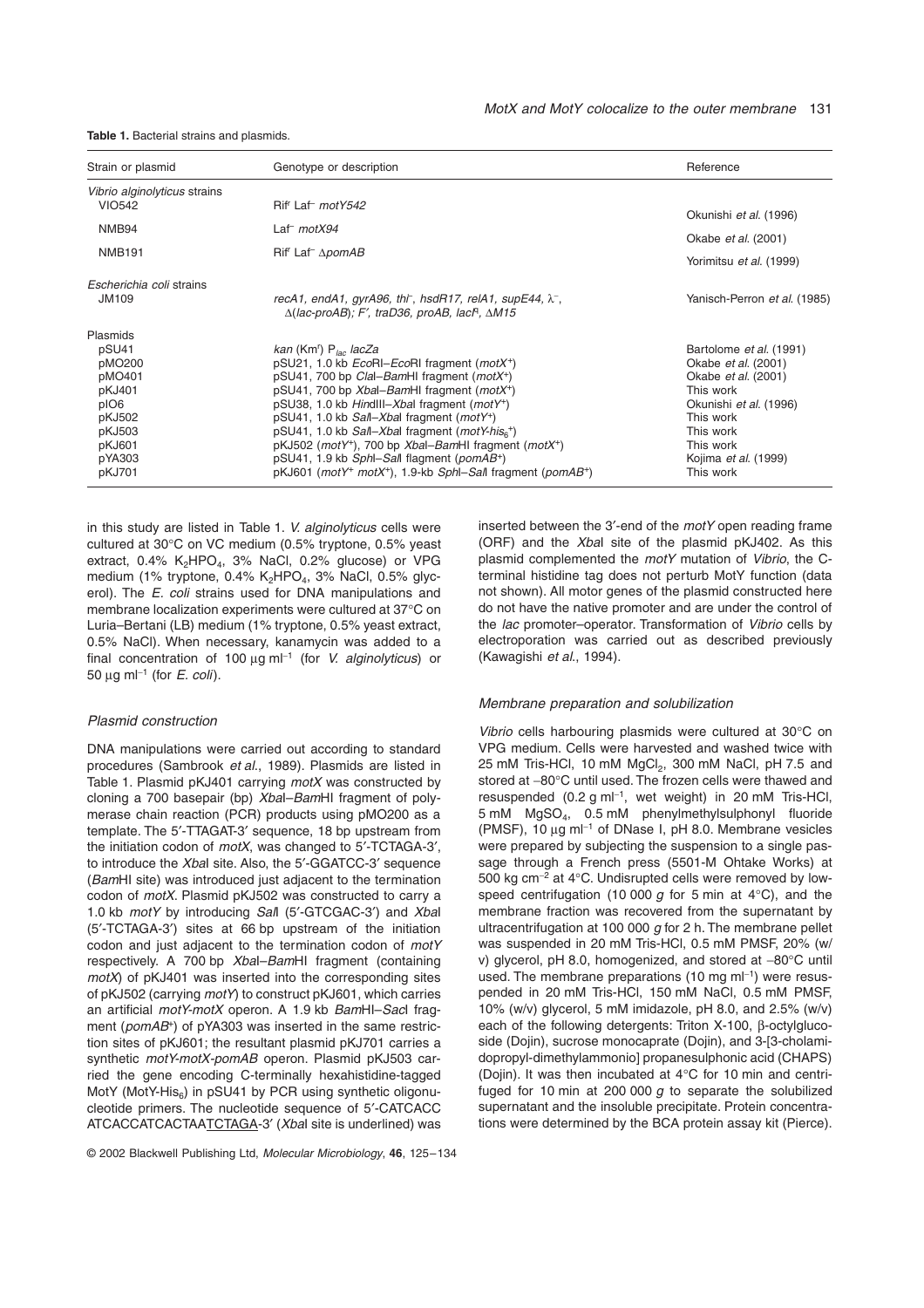**Table 1.** Bacterial strains and plasmids.

| Strain or plasmid | Genotype or description | Reference |
|---|---|---|
| *Vibrio alginolyticus* strains | | |
| VIO542 | Rif[r] Laf[−] *motY542* | Okunishi *et al.* (1996) |
| NMB94 | Laf[−] *motX94* | Okabe *et al.* (2001) |
| NMB191 | Rif[r] Laf[−] Δ*pomAB* | Yorimitsu *et al.* (1999) |
| *Escherichia coli* strains | | |
| JM109 | *recA1, endA1, gyrA96, thi*[−], *hsdR17, relA1, supE44*, λ[−], Δ(*lac-proAB*); *F′, traD36, proAB, lacI*[q], Δ*M15* | Yanisch-Perron *et al.* (1985) |
| Plasmids | | |
| pSU41 | *kan* (Km[r]) $P_{lac}$ *lacZa* | Bartolome *et al.* (1991) |
| pMO200 | pSU21, 1.0 kb *Eco*RI–*Eco*RI fragment (*motX*[+]) | Okabe *et al.* (2001) |
| pMO401 | pSU41, 700 bp *Cla*I–*Bam*HI fragment (*motX*[+]) | Okabe *et al.* (2001) |
| pKJ401 | pSU41, 700 bp *Xba*I–*Bam*HI fragment (*motX*[+]) | This work |
| pIO6 | pSU38, 1.0 kb *Hin*dIII–*Xba*I fragment (*motY*[+]) | Okunishi *et al.* (1996) |
| pKJ502 | pSU41, 1.0 kb *Sal*I–*Xba*I fragment (*motY*[+]) | This work |
| pKJ503 | pSU41, 1.0 kb *Sal*I–*Xba*I fragment (*motY-his*$_6$[+]) | This work |
| pKJ601 | pKJ502 (*motY*[+]), 700 bp *Xba*I–*Bam*HI fragment (*motX*[+]) | This work |
| pYA303 | pSU41, 1.9 kb *Sph*I–*Sal*I flagment (*pomAB*[+]) | Kojima *et al.* (1999) |
| pKJ701 | pKJ601 (*motY*[+] *motX*[+]), 1.9-kb *Sph*I–*Sal*I fragment (*pomAB*[+]) | This work |

in this study are listed in Table 1. *V. alginolyticus* cells were cultured at 30°C on VC medium (0.5% tryptone, 0.5% yeast extract, 0.4% $K_2HPO_4$, 3% NaCl, 0.2% glucose) or VPG medium (1% tryptone, 0.4% $K_2HPO_4$, 3% NaCl, 0.5% glycerol). The *E. coli* strains used for DNA manipulations and membrane localization experiments were cultured at 37°C on Luria–Bertani (LB) medium (1% tryptone, 0.5% yeast extract, 0.5% NaCl). When necessary, kanamycin was added to a final concentration of 100 μg ml$^{-1}$ (for *V. alginolyticus*) or 50 μg ml$^{-1}$ (for *E. coli*).

### Plasmid construction

DNA manipulations were carried out according to standard procedures (Sambrook *et al.*, 1989). Plasmids are listed in Table 1. Plasmid pKJ401 carrying *motX* was constructed by cloning a 700 basepair (bp) *Xba*I–*Bam*HI fragment of polymerase chain reaction (PCR) products using pMO200 as a template. The 5′-TTAGAT-3′ sequence, 18 bp upstream from the initiation codon of *motX*, was changed to 5′-TCTAGA-3′, to introduce the *Xba*I site. Also, the 5′-GGATCC-3′ sequence (*Bam*HI site) was introduced just adjacent to the termination codon of *motX*. Plasmid pKJ502 was constructed to carry a 1.0 kb *motY* by introducing *Sal*I (5′-GTCGAC-3′) and *Xba*I (5′-TCTAGA-3′) sites at 66 bp upstream of the initiation codon and just adjacent to the termination codon of *motY* respectively. A 700 bp *Xba*I–*Bam*HI fragment (containing *motX*) of pKJ401 was inserted into the corresponding sites of pKJ502 (carrying *motY*) to construct pKJ601, which carries an artificial *motY-motX* operon. A 1.9 kb *Bam*HI–*Sac*I fragment (*pomAB*[+]) of pYA303 was inserted in the same restriction sites of pKJ601; the resultant plasmid pKJ701 carries a synthetic *motY-motX-pomAB* operon. Plasmid pKJ503 carried the gene encoding C-terminally hexahistidine-tagged MotY (MotY-His$_6$) in pSU41 by PCR using synthetic oligonucleotide primers. The nucleotide sequence of 5′-CATCACC ATCACCATCACTAATCTAGA-3′ (*Xba*I site is underlined) was inserted between the 3′-end of the *motY* open reading frame (ORF) and the *Xba*I site of the plasmid pKJ402. As this plasmid complemented the *motY* mutation of *Vibrio*, the C-terminal histidine tag does not perturb MotY function (data not shown). All motor genes of the plasmid constructed here do not have the native promoter and are under the control of the *lac* promoter–operator. Transformation of *Vibrio* cells by electroporation was carried out as described previously (Kawagishi *et al.*, 1994).

### Membrane preparation and solubilization

*Vibrio* cells harbouring plasmids were cultured at 30°C on VPG medium. Cells were harvested and washed twice with 25 mM Tris-HCl, 10 mM $MgCl_2$, 300 mM NaCl, pH 7.5 and stored at −80°C until used. The frozen cells were thawed and resuspended (0.2 g ml$^{-1}$, wet weight) in 20 mM Tris-HCl, 5 mM $MgSO_4$, 0.5 mM phenylmethylsulphonyl fluoride (PMSF), 10 μg ml$^{-1}$ of DNase I, pH 8.0. Membrane vesicles were prepared by subjecting the suspension to a single passage through a French press (5501-M Ohtake Works) at 500 kg cm$^{-2}$ at 4°C. Undisrupted cells were removed by low-speed centrifugation (10 000 *g* for 5 min at 4°C), and the membrane fraction was recovered from the supernatant by ultracentrifugation at 100 000 *g* for 2 h. The membrane pellet was suspended in 20 mM Tris-HCl, 0.5 mM PMSF, 20% (w/v) glycerol, pH 8.0, homogenized, and stored at −80°C until used. The membrane preparations (10 mg ml$^{-1}$) were resuspended in 20 mM Tris-HCl, 150 mM NaCl, 0.5 mM PMSF, 10% (w/v) glycerol, 5 mM imidazole, pH 8.0, and 2.5% (w/v) each of the following detergents: Triton X-100, β-octylglucoside (Dojin), sucrose monocaprate (Dojin), and 3-[3-cholamidopropyl-dimethylammonio] propanesulphonic acid (CHAPS) (Dojin). It was then incubated at 4°C for 10 min and centrifuged for 10 min at 200 000 *g* to separate the solubilized supernatant and the insoluble precipitate. Protein concentrations were determined by the BCA protein assay kit (Pierce).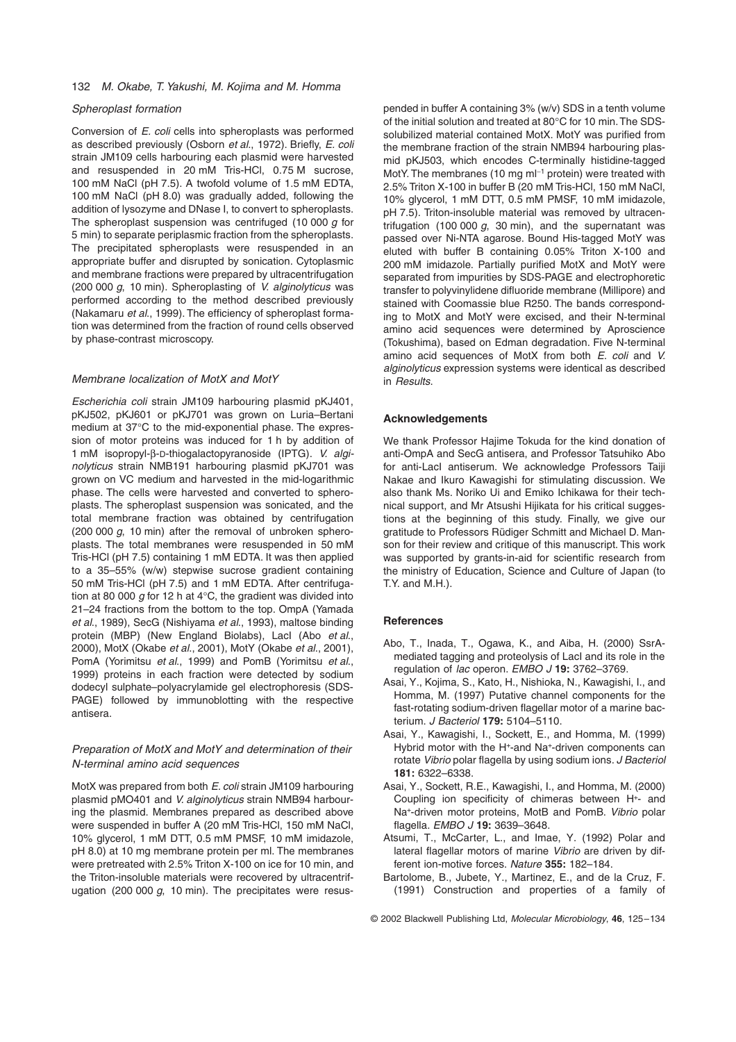### *Spheroplast formation*

Conversion of *E. coli* cells into spheroplasts was performed as described previously (Osborn *et al*., 1972). Briefly, *E. coli* strain JM109 cells harbouring each plasmid were harvested and resuspended in 20 mM Tris-HCl, 0.75 M sucrose, 100 mM NaCl (pH 7.5). A twofold volume of 1.5 mM EDTA, 100 mM NaCl (pH 8.0) was gradually added, following the addition of lysozyme and DNase I, to convert to spheroplasts. The spheroplast suspension was centrifuged (10 000 *g* for 5 min) to separate periplasmic fraction from the spheroplasts. The precipitated spheroplasts were resuspended in an appropriate buffer and disrupted by sonication. Cytoplasmic and membrane fractions were prepared by ultracentrifugation (200 000 *g*, 10 min). Spheroplasting of *V. alginolyticus* was performed according to the method described previously (Nakamaru *et al*., 1999). The efficiency of spheroplast formation was determined from the fraction of round cells observed by phase-contrast microscopy.

### *Membrane localization of MotX and MotY*

*Escherichia coli* strain JM109 harbouring plasmid pKJ401, pKJ502, pKJ601 or pKJ701 was grown on Luria–Bertani medium at 37°C to the mid-exponential phase. The expression of motor proteins was induced for 1 h by addition of 1 mM isopropyl-β-D-thiogalactopyranoside (IPTG). *V. alginolyticus* strain NMB191 harbouring plasmid pKJ701 was grown on VC medium and harvested in the mid-logarithmic phase. The cells were harvested and converted to spheroplasts. The spheroplast suspension was sonicated, and the total membrane fraction was obtained by centrifugation (200 000 *g*, 10 min) after the removal of unbroken spheroplasts. The total membranes were resuspended in 50 mM Tris-HCl (pH 7.5) containing 1 mM EDTA. It was then applied to a 35–55% (w/w) stepwise sucrose gradient containing 50 mM Tris-HCl (pH 7.5) and 1 mM EDTA. After centrifugation at 80 000 *g* for 12 h at 4°C, the gradient was divided into 21–24 fractions from the bottom to the top. OmpA (Yamada *et al*., 1989), SecG (Nishiyama *et al*., 1993), maltose binding protein (MBP) (New England Biolabs), LacI (Abo *et al*., 2000), MotX (Okabe *et al*., 2001), MotY (Okabe *et al*., 2001), PomA (Yorimitsu *et al*., 1999) and PomB (Yorimitsu *et al*., 1999) proteins in each fraction were detected by sodium dodecyl sulphate–polyacrylamide gel electrophoresis (SDS-PAGE) followed by immunoblotting with the respective antisera.

### *Preparation of MotX and MotY and determination of their N-terminal amino acid sequences*

MotX was prepared from both *E. coli* strain JM109 harbouring plasmid pMO401 and *V. alginolyticus* strain NMB94 harbouring the plasmid. Membranes prepared as described above were suspended in buffer A (20 mM Tris-HCl, 150 mM NaCl, 10% glycerol, 1 mM DTT, 0.5 mM PMSF, 10 mM imidazole, pH 8.0) at 10 mg membrane protein per ml. The membranes were pretreated with 2.5% Triton X-100 on ice for 10 min, and the Triton-insoluble materials were recovered by ultracentrifugation (200 000 *g*, 10 min). The precipitates were resuspended in buffer A containing 3% (w/v) SDS in a tenth volume of the initial solution and treated at 80°C for 10 min. The SDS-solubilized material contained MotX. MotY was purified from the membrane fraction of the strain NMB94 harbouring plasmid pKJ503, which encodes C-terminally histidine-tagged MotY. The membranes (10 mg ml$^{-1}$ protein) were treated with 2.5% Triton X-100 in buffer B (20 mM Tris-HCl, 150 mM NaCl, 10% glycerol, 1 mM DTT, 0.5 mM PMSF, 10 mM imidazole, pH 7.5). Triton-insoluble material was removed by ultracentrifugation (100 000 *g*, 30 min), and the supernatant was passed over Ni-NTA agarose. Bound His-tagged MotY was eluted with buffer B containing 0.05% Triton X-100 and 200 mM imidazole. Partially purified MotX and MotY were separated from impurities by SDS-PAGE and electrophoretic transfer to polyvinylidene difluoride membrane (Millipore) and stained with Coomassie blue R250. The bands corresponding to MotX and MotY were excised, and their N-terminal amino acid sequences were determined by Aproscience (Tokushima), based on Edman degradation. Five N-terminal amino acid sequences of MotX from both *E. coli* and *V. alginolyticus* expression systems were identical as described in *Results.*

## Acknowledgements

We thank Professor Hajime Tokuda for the kind donation of anti-OmpA and SecG antisera, and Professor Tatsuhiko Abo for anti-LacI antiserum. We acknowledge Professors Taiji Nakae and Ikuro Kawagishi for stimulating discussion. We also thank Ms. Noriko Ui and Emiko Ichikawa for their technical support, and Mr Atsushi Hijikata for his critical suggestions at the beginning of this study. Finally, we give our gratitude to Professors Rüdiger Schmitt and Michael D. Manson for their review and critique of this manuscript. This work was supported by grants-in-aid for scientific research from the ministry of Education, Science and Culture of Japan (to T.Y. and M.H.).

## References

Abo, T., Inada, T., Ogawa, K., and Aiba, H. (2000) SsrA-mediated tagging and proteolysis of LacI and its role in the regulation of *lac* operon. *EMBO J* **19:** 3762–3769.

Asai, Y., Kojima, S., Kato, H., Nishioka, N., Kawagishi, I., and Homma, M. (1997) Putative channel components for the fast-rotating sodium-driven flagellar motor of a marine bacterium. *J Bacteriol* **179:** 5104–5110.

Asai, Y., Kawagishi, I., Sockett, E., and Homma, M. (1999) Hybrid motor with the H$^+$-and Na$^+$-driven components can rotate *Vibrio* polar flagella by using sodium ions. *J Bacteriol* **181:** 6322–6338.

Asai, Y., Sockett, R.E., Kawagishi, I., and Homma, M. (2000) Coupling ion specificity of chimeras between H$^+$- and Na$^+$-driven motor proteins, MotB and PomB. *Vibrio* polar flagella. *EMBO J* **19:** 3639–3648.

Atsumi, T., McCarter, L., and Imae, Y. (1992) Polar and lateral flagellar motors of marine *Vibrio* are driven by different ion-motive forces. *Nature* **355:** 182–184.

Bartolome, B., Jubete, Y., Martinez, E., and de la Cruz, F. (1991) Construction and properties of a family of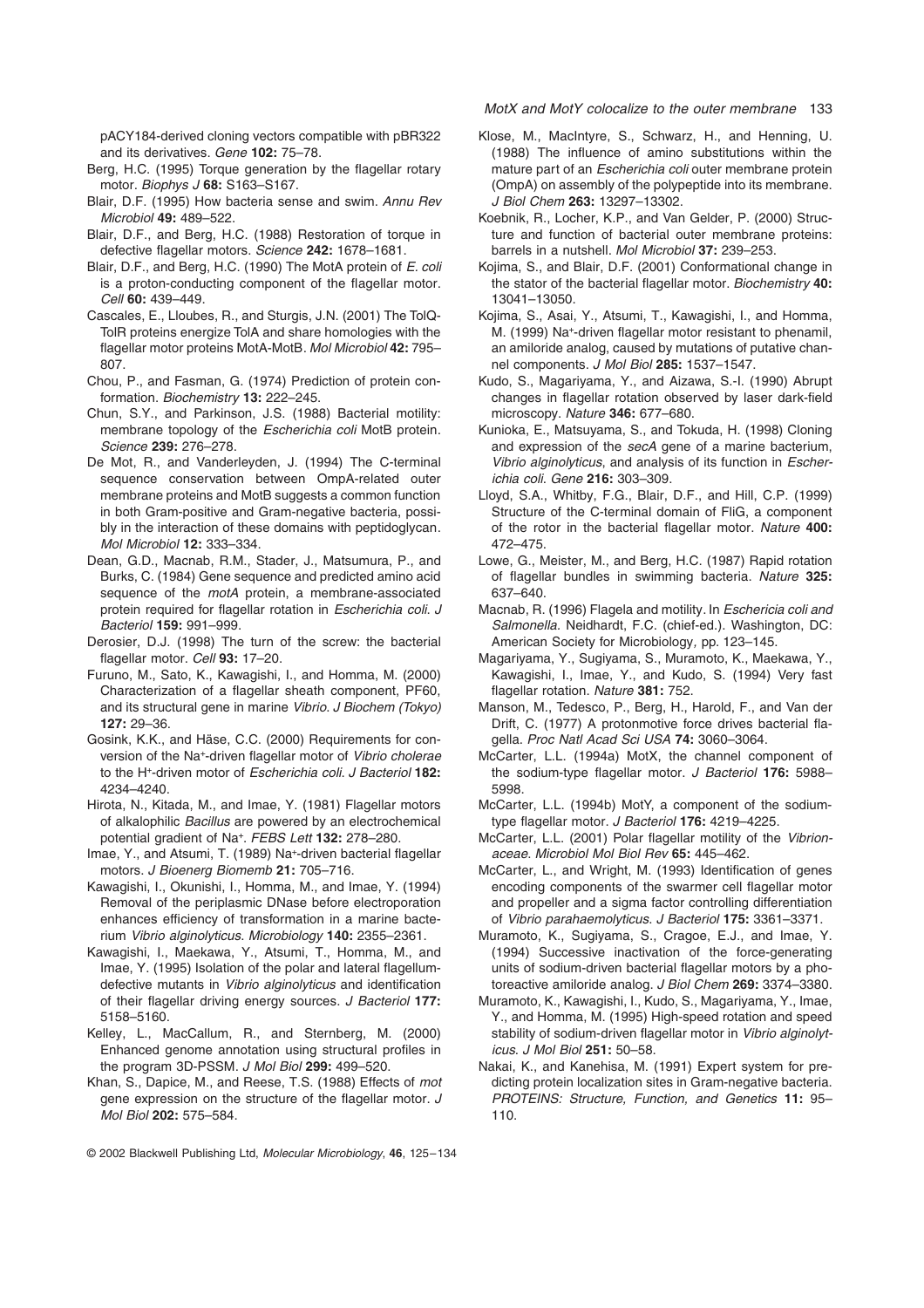pACY184-derived cloning vectors compatible with pBR322 and its derivatives. *Gene* **102:** 75–78.

Berg, H.C. (1995) Torque generation by the flagellar rotary motor. *Biophys J* **68:** S163–S167.

Blair, D.F. (1995) How bacteria sense and swim. *Annu Rev Microbiol* **49:** 489–522.

Blair, D.F., and Berg, H.C. (1988) Restoration of torque in defective flagellar motors. *Science* **242:** 1678–1681.

Blair, D.F., and Berg, H.C. (1990) The MotA protein of *E. coli* is a proton-conducting component of the flagellar motor. *Cell* **60:** 439–449.

Cascales, E., Lloubes, R., and Sturgis, J.N. (2001) The TolQ-TolR proteins energize TolA and share homologies with the flagellar motor proteins MotA-MotB. *Mol Microbiol* **42:** 795–807.

Chou, P., and Fasman, G. (1974) Prediction of protein conformation. *Biochemistry* **13:** 222–245.

Chun, S.Y., and Parkinson, J.S. (1988) Bacterial motility: membrane topology of the *Escherichia coli* MotB protein. *Science* **239:** 276–278.

De Mot, R., and Vanderleyden, J. (1994) The C-terminal sequence conservation between OmpA-related outer membrane proteins and MotB suggests a common function in both Gram-positive and Gram-negative bacteria, possibly in the interaction of these domains with peptidoglycan. *Mol Microbiol* **12:** 333–334.

Dean, G.D., Macnab, R.M., Stader, J., Matsumura, P., and Burks, C. (1984) Gene sequence and predicted amino acid sequence of the *motA* protein, a membrane-associated protein required for flagellar rotation in *Escherichia coli*. *J Bacteriol* **159:** 991–999.

Derosier, D.J. (1998) The turn of the screw: the bacterial flagellar motor. *Cell* **93:** 17–20.

Furuno, M., Sato, K., Kawagishi, I., and Homma, M. (2000) Characterization of a flagellar sheath component, PF60, and its structural gene in marine *Vibrio*. *J Biochem (Tokyo)* **127:** 29–36.

Gosink, K.K., and Häse, C.C. (2000) Requirements for conversion of the Na$^+$-driven flagellar motor of *Vibrio cholerae* to the H$^+$-driven motor of *Escherichia coli*. *J Bacteriol* **182:** 4234–4240.

Hirota, N., Kitada, M., and Imae, Y. (1981) Flagellar motors of alkalophilic *Bacillus* are powered by an electrochemical potential gradient of Na$^+$. *FEBS Lett* **132:** 278–280.

Imae, Y., and Atsumi, T. (1989) Na$^+$-driven bacterial flagellar motors. *J Bioenerg Biomemb* **21:** 705–716.

Kawagishi, I., Okunishi, I., Homma, M., and Imae, Y. (1994) Removal of the periplasmic DNase before electroporation enhances efficiency of transformation in a marine bacterium *Vibrio alginolyticus*. *Microbiology* **140:** 2355–2361.

Kawagishi, I., Maekawa, Y., Atsumi, T., Homma, M., and Imae, Y. (1995) Isolation of the polar and lateral flagellum-defective mutants in *Vibrio alginolyticus* and identification of their flagellar driving energy sources. *J Bacteriol* **177:** 5158–5160.

Kelley, L., MacCallum, R., and Sternberg, M. (2000) Enhanced genome annotation using structural profiles in the program 3D-PSSM. *J Mol Biol* **299:** 499–520.

Khan, S., Dapice, M., and Reese, T.S. (1988) Effects of *mot* gene expression on the structure of the flagellar motor. *J Mol Biol* **202:** 575–584.

Klose, M., MacIntyre, S., Schwarz, H., and Henning, U. (1988) The influence of amino substitutions within the mature part of an *Escherichia coli* outer membrane protein (OmpA) on assembly of the polypeptide into its membrane. *J Biol Chem* **263:** 13297–13302.

Koebnik, R., Locher, K.P., and Van Gelder, P. (2000) Structure and function of bacterial outer membrane proteins: barrels in a nutshell. *Mol Microbiol* **37:** 239–253.

Kojima, S., and Blair, D.F. (2001) Conformational change in the stator of the bacterial flagellar motor. *Biochemistry* **40:** 13041–13050.

Kojima, S., Asai, Y., Atsumi, T., Kawagishi, I., and Homma, M. (1999) Na$^+$-driven flagellar motor resistant to phenamil, an amiloride analog, caused by mutations of putative channel components. *J Mol Biol* **285:** 1537–1547.

Kudo, S., Magariyama, Y., and Aizawa, S.-I. (1990) Abrupt changes in flagellar rotation observed by laser dark-field microscopy. *Nature* **346:** 677–680.

Kunioka, E., Matsuyama, S., and Tokuda, H. (1998) Cloning and expression of the *secA* gene of a marine bacterium, *Vibrio alginolyticus*, and analysis of its function in *Escherichia coli*. *Gene* **216:** 303–309.

Lloyd, S.A., Whitby, F.G., Blair, D.F., and Hill, C.P. (1999) Structure of the C-terminal domain of FliG, a component of the rotor in the bacterial flagellar motor. *Nature* **400:** 472–475.

Lowe, G., Meister, M., and Berg, H.C. (1987) Rapid rotation of flagellar bundles in swimming bacteria. *Nature* **325:** 637–640.

Macnab, R. (1996) Flagela and motility. In *Eschericia coli and Salmonella*. Neidhardt, F.C. (chief-ed.). Washington, DC: American Society for Microbiology, pp. 123–145.

Magariyama, Y., Sugiyama, S., Muramoto, K., Maekawa, Y., Kawagishi, I., Imae, Y., and Kudo, S. (1994) Very fast flagellar rotation. *Nature* **381:** 752.

Manson, M., Tedesco, P., Berg, H., Harold, F., and Van der Drift, C. (1977) A protonmotive force drives bacterial flagella. *Proc Natl Acad Sci USA* **74:** 3060–3064.

McCarter, L.L. (1994a) MotX, the channel component of the sodium-type flagellar motor. *J Bacteriol* **176:** 5988–5998.

McCarter, L.L. (1994b) MotY, a component of the sodium-type flagellar motor. *J Bacteriol* **176:** 4219–4225.

McCarter, L.L. (2001) Polar flagellar motility of the *Vibrionaceae*. *Microbiol Mol Biol Rev* **65:** 445–462.

McCarter, L., and Wright, M. (1993) Identification of genes encoding components of the swarmer cell flagellar motor and propeller and a sigma factor controlling differentiation of *Vibrio parahaemolyticus*. *J Bacteriol* **175:** 3361–3371.

Muramoto, K., Sugiyama, S., Cragoe, E.J., and Imae, Y. (1994) Successive inactivation of the force-generating units of sodium-driven bacterial flagellar motors by a photoreactive amiloride analog. *J Biol Chem* **269:** 3374–3380.

Muramoto, K., Kawagishi, I., Kudo, S., Magariyama, Y., Imae, Y., and Homma, M. (1995) High-speed rotation and speed stability of sodium-driven flagellar motor in *Vibrio alginolyticus*. *J Mol Biol* **251:** 50–58.

Nakai, K., and Kanehisa, M. (1991) Expert system for predicting protein localization sites in Gram-negative bacteria. *PROTEINS: Structure, Function, and Genetics* **11:** 95–110.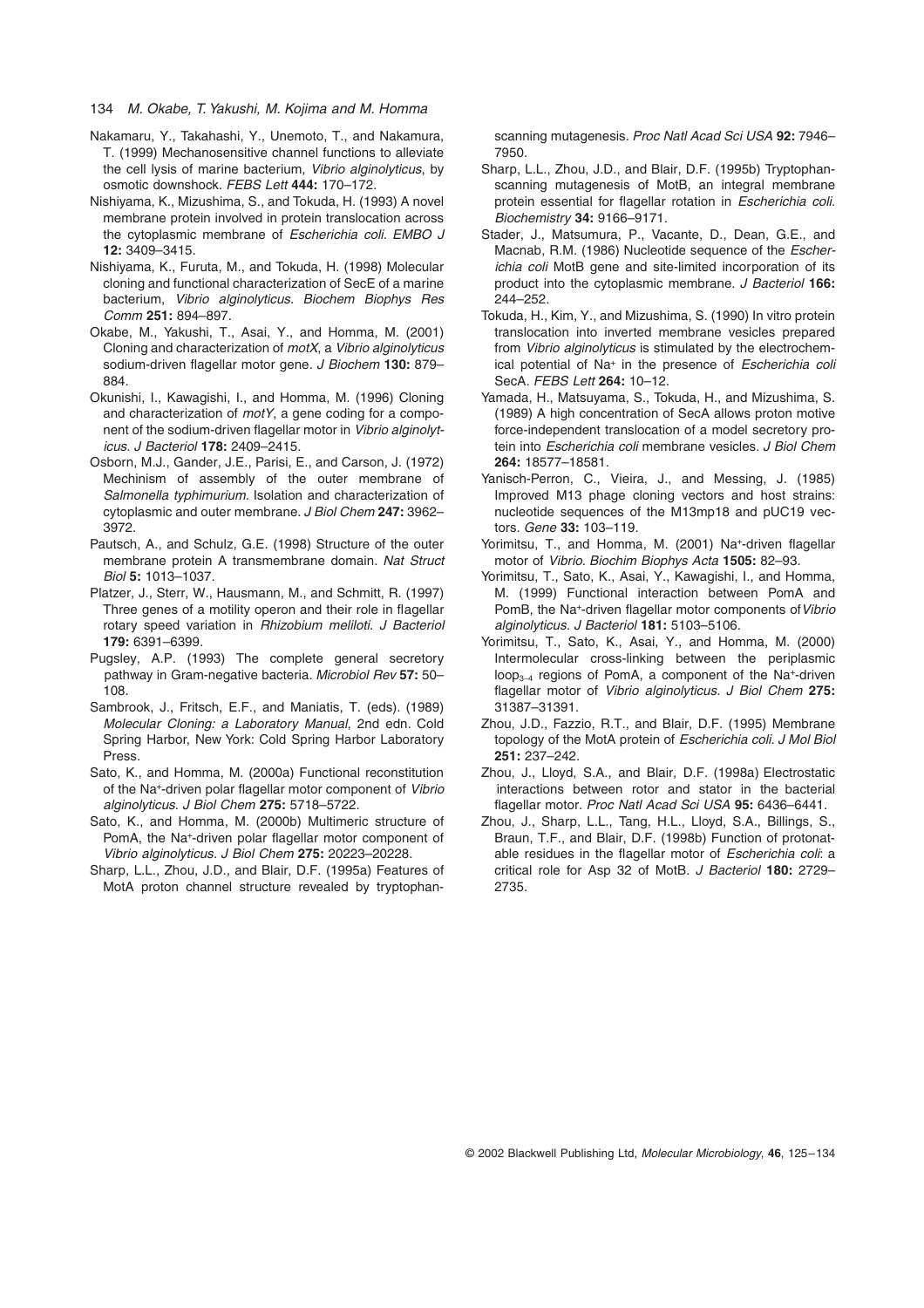Nakamaru, Y., Takahashi, Y., Unemoto, T., and Nakamura, T. (1999) Mechanosensitive channel functions to alleviate the cell lysis of marine bacterium, *Vibrio alginolyticus*, by osmotic downshock. *FEBS Lett* **444:** 170–172.

Nishiyama, K., Mizushima, S., and Tokuda, H. (1993) A novel membrane protein involved in protein translocation across the cytoplasmic membrane of *Escherichia coli*. *EMBO J* **12:** 3409–3415.

Nishiyama, K., Furuta, M., and Tokuda, H. (1998) Molecular cloning and functional characterization of SecE of a marine bacterium, *Vibrio alginolyticus*. *Biochem Biophys Res Comm* **251:** 894–897.

Okabe, M., Yakushi, T., Asai, Y., and Homma, M. (2001) Cloning and characterization of *motX*, a *Vibrio alginolyticus* sodium-driven flagellar motor gene. *J Biochem* **130:** 879–884.

Okunishi, I., Kawagishi, I., and Homma, M. (1996) Cloning and characterization of *motY*, a gene coding for a component of the sodium-driven flagellar motor in *Vibrio alginolyticus*. *J Bacteriol* **178:** 2409–2415.

Osborn, M.J., Gander, J.E., Parisi, E., and Carson, J. (1972) Mechinism of assembly of the outer membrane of *Salmonella typhimurium*. Isolation and characterization of cytoplasmic and outer membrane. *J Biol Chem* **247:** 3962–3972.

Pautsch, A., and Schulz, G.E. (1998) Structure of the outer membrane protein A transmembrane domain. *Nat Struct Biol* **5:** 1013–1037.

Platzer, J., Sterr, W., Hausmann, M., and Schmitt, R. (1997) Three genes of a motility operon and their role in flagellar rotary speed variation in *Rhizobium meliloti*. *J Bacteriol* **179:** 6391–6399.

Pugsley, A.P. (1993) The complete general secretory pathway in Gram-negative bacteria. *Microbiol Rev* **57:** 50–108.

Sambrook, J., Fritsch, E.F., and Maniatis, T. (eds). (1989) *Molecular Cloning: a Laboratory Manual*, 2nd edn. Cold Spring Harbor, New York: Cold Spring Harbor Laboratory Press.

Sato, K., and Homma, M. (2000a) Functional reconstitution of the $Na^+$-driven polar flagellar motor component of *Vibrio alginolyticus*. *J Biol Chem* **275:** 5718–5722.

Sato, K., and Homma, M. (2000b) Multimeric structure of PomA, the $Na^+$-driven polar flagellar motor component of *Vibrio alginolyticus*. *J Biol Chem* **275:** 20223–20228.

Sharp, L.L., Zhou, J.D., and Blair, D.F. (1995a) Features of MotA proton channel structure revealed by tryptophan-scanning mutagenesis. *Proc Natl Acad Sci USA* **92:** 7946–7950.

Sharp, L.L., Zhou, J.D., and Blair, D.F. (1995b) Tryptophan-scanning mutagenesis of MotB, an integral membrane protein essential for flagellar rotation in *Escherichia coli*. *Biochemistry* **34:** 9166–9171.

Stader, J., Matsumura, P., Vacante, D., Dean, G.E., and Macnab, R.M. (1986) Nucleotide sequence of the *Escherichia coli* MotB gene and site-limited incorporation of its product into the cytoplasmic membrane. *J Bacteriol* **166:** 244–252.

Tokuda, H., Kim, Y., and Mizushima, S. (1990) In vitro protein translocation into inverted membrane vesicles prepared from *Vibrio alginolyticus* is stimulated by the electrochemical potential of $Na^+$ in the presence of *Escherichia coli* SecA. *FEBS Lett* **264:** 10–12.

Yamada, H., Matsuyama, S., Tokuda, H., and Mizushima, S. (1989) A high concentration of SecA allows proton motive force-independent translocation of a model secretory protein into *Escherichia coli* membrane vesicles. *J Biol Chem* **264:** 18577–18581.

Yanisch-Perron, C., Vieira, J., and Messing, J. (1985) Improved M13 phage cloning vectors and host strains: nucleotide sequences of the M13mp18 and pUC19 vectors. *Gene* **33:** 103–119.

Yorimitsu, T., and Homma, M. (2001) $Na^+$-driven flagellar motor of *Vibrio*. *Biochim Biophys Acta* **1505:** 82–93.

Yorimitsu, T., Sato, K., Asai, Y., Kawagishi, I., and Homma, M. (1999) Functional interaction between PomA and PomB, the $Na^+$-driven flagellar motor components of *Vibrio alginolyticus*. *J Bacteriol* **181:** 5103–5106.

Yorimitsu, T., Sato, K., Asai, Y., and Homma, M. (2000) Intermolecular cross-linking between the periplasmic $loop_{3-4}$ regions of PomA, a component of the $Na^+$-driven flagellar motor of *Vibrio alginolyticus*. *J Biol Chem* **275:** 31387–31391.

Zhou, J.D., Fazzio, R.T., and Blair, D.F. (1995) Membrane topology of the MotA protein of *Escherichia coli*. *J Mol Biol* **251:** 237–242.

Zhou, J., Lloyd, S.A., and Blair, D.F. (1998a) Electrostatic interactions between rotor and stator in the bacterial flagellar motor. *Proc Natl Acad Sci USA* **95:** 6436–6441.

Zhou, J., Sharp, L.L., Tang, H.L., Lloyd, S.A., Billings, S., Braun, T.F., and Blair, D.F. (1998b) Function of protonatable residues in the flagellar motor of *Escherichia coli*: a critical role for Asp 32 of MotB. *J Bacteriol* **180:** 2729–2735.